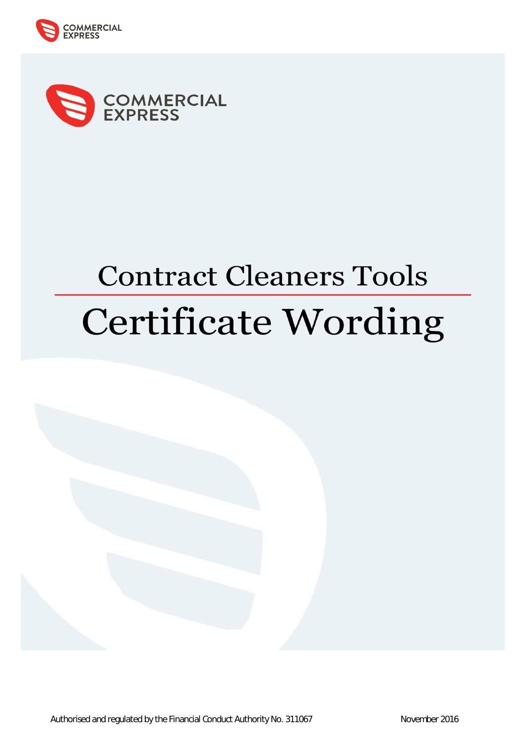COMMERCIAL EXPRESS

# Contract Cleaners Tools

# Certificate Wording

Authorised and regulated by the Financial Conduct Authority No. 311067

November 2016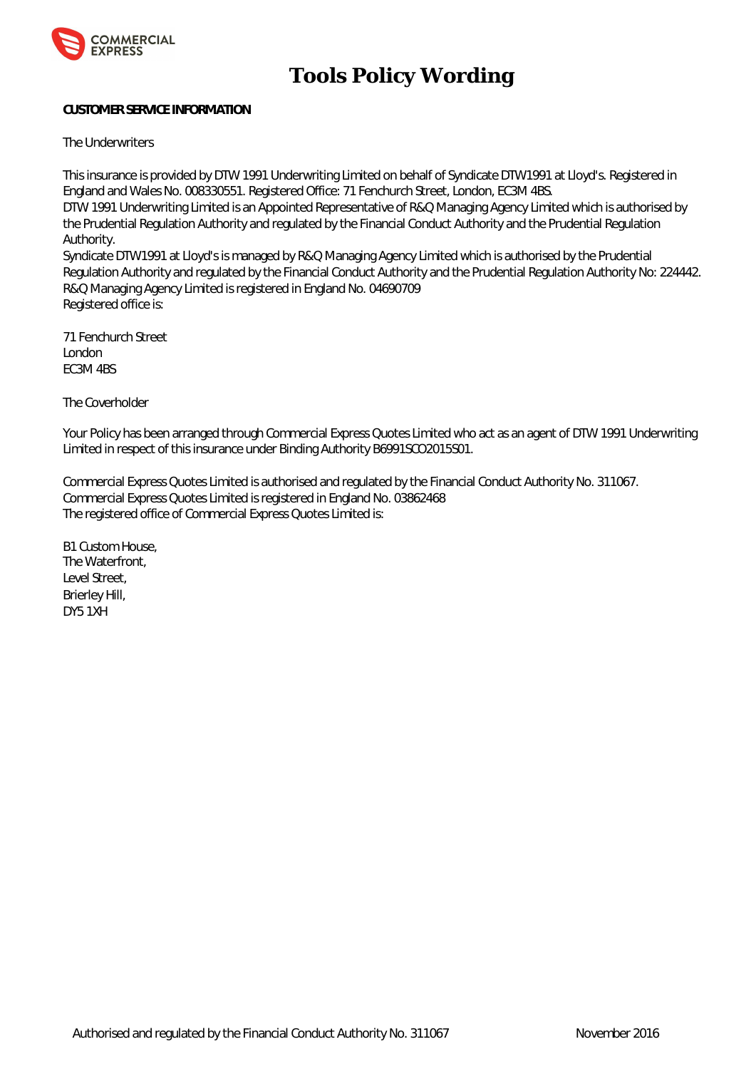# Tools Policy Wording

**CUSTOMER SERVICE INFORMATION**

The Underwriters

This insurance is provided by DTW 1991 Underwriting Limited on behalf of Syndicate DTW1991 at Lloyd's. Registered in England and Wales No. 008330551. Registered Office: 71 Fenchurch Street, London, EC3M 4BS.
DTW 1991 Underwriting Limited is an Appointed Representative of R&Q Managing Agency Limited which is authorised by the Prudential Regulation Authority and regulated by the Financial Conduct Authority and the Prudential Regulation Authority.
Syndicate DTW1991 at Lloyd's is managed by R&Q Managing Agency Limited which is authorised by the Prudential Regulation Authority and regulated by the Financial Conduct Authority and the Prudential Regulation Authority No: 224442.
R&Q Managing Agency Limited is registered in England No. 04690709
Registered office is:

71 Fenchurch Street
London
EC3M 4BS

The Coverholder

Your Policy has been arranged through Commercial Express Quotes Limited who act as an agent of DTW 1991 Underwriting Limited in respect of this insurance under Binding Authority B6991SCO2015S01.

Commercial Express Quotes Limited is authorised and regulated by the Financial Conduct Authority No. 311067.
Commercial Express Quotes Limited is registered in England No. 03862468
The registered office of Commercial Express Quotes Limited is:

B1 Custom House,
The Waterfront,
Level Street,
Brierley Hill,
DY5 1XH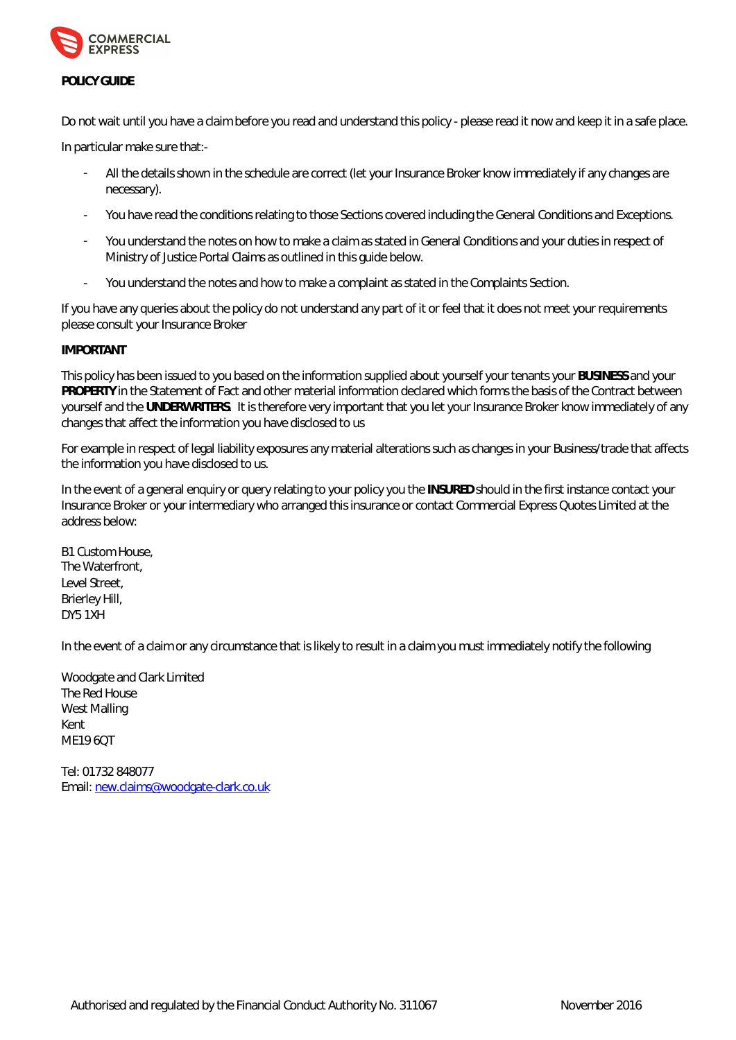**POLICY GUIDE**

Do not wait until you have a claim before you read and understand this policy - please read it now and keep it in a safe place.

In particular make sure that:-

- All the details shown in the schedule are correct (let your Insurance Broker know immediately if any changes are necessary).
- You have read the conditions relating to those Sections covered including the General Conditions and Exceptions.
- You understand the notes on how to make a claim as stated in General Conditions and your duties in respect of Ministry of Justice Portal Claims as outlined in this guide below.
- You understand the notes and how to make a complaint as stated in the Complaints Section.

If you have any queries about the policy do not understand any part of it or feel that it does not meet your requirements please consult your Insurance Broker

**IMPORTANT**

This policy has been issued to you based on the information supplied about yourself your tenants your **BUSINESS** and your **PROPERTY** in the Statement of Fact and other material information declared which forms the basis of the Contract between yourself and the **UNDERWRITERS**. It is therefore very important that you let your Insurance Broker know immediately of any changes that affect the information you have disclosed to us

For example in respect of legal liability exposures any material alterations such as changes in your Business/trade that affects the information you have disclosed to us.

In the event of a general enquiry or query relating to your policy you the **INSURED** should in the first instance contact your Insurance Broker or your intermediary who arranged this insurance or contact Commercial Express Quotes Limited at the address below:

B1 Custom House,
The Waterfront,
Level Street,
Brierley Hill,
DY5 1XH

In the event of a claim or any circumstance that is likely to result in a claim you must immediately notify the following

Woodgate and Clark Limited
The Red House
West Malling
Kent
ME19 6QT

Tel: 01732 848077
Email: new.claims@woodgate-clark.co.uk

Authorised and regulated by the Financial Conduct Authority No. 311067 November 2016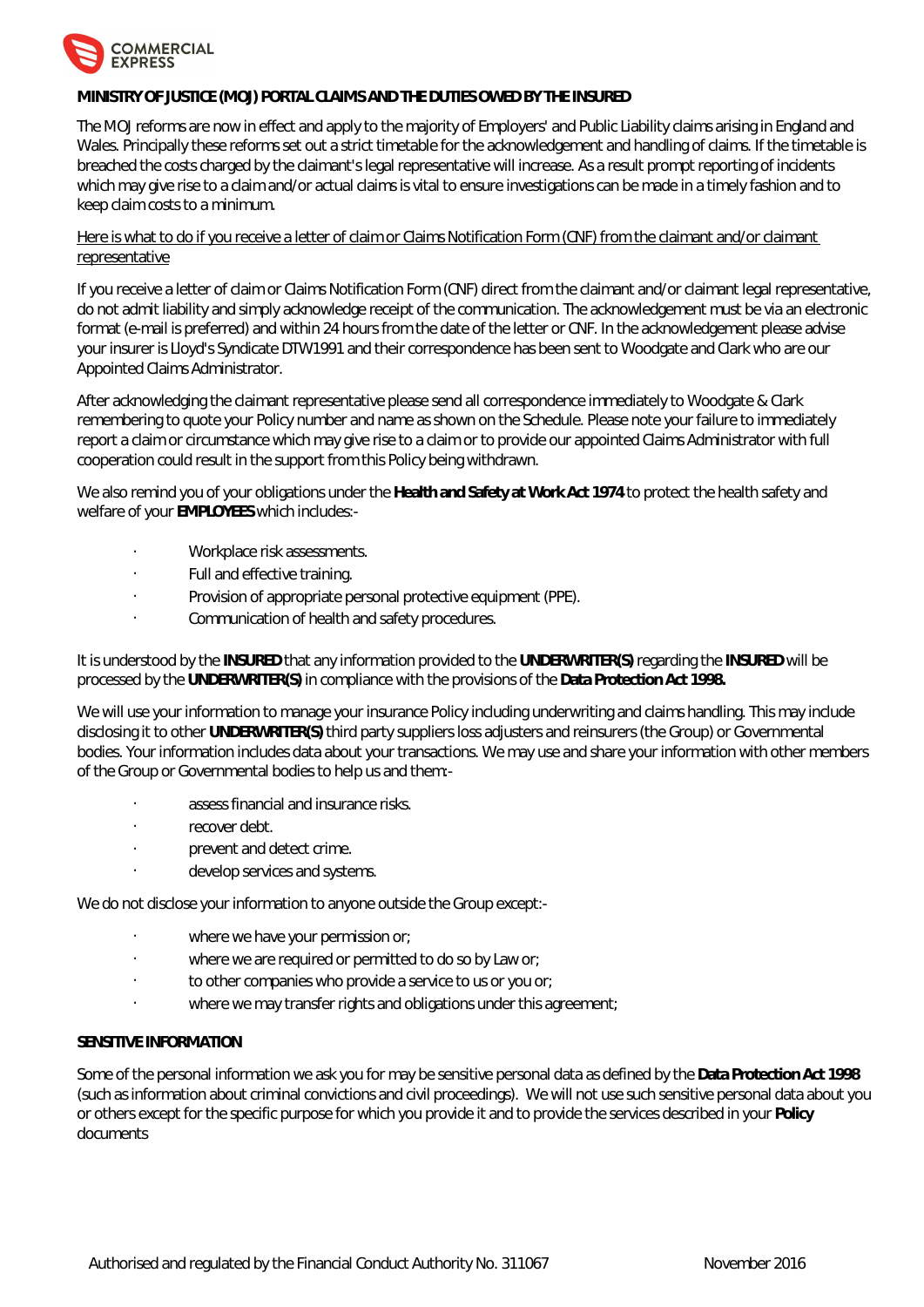**MINISTRY OF JUSTICE (MOJ) PORTAL CLAIMS AND THE DUTIES OWED BY THE INSURED**

The MOJ reforms are now in effect and apply to the majority of Employers' and Public Liability claims arising in England and Wales. Principally these reforms set out a strict timetable for the acknowledgement and handling of claims. If the timetable is breached the costs charged by the claimant's legal representative will increase. As a result prompt reporting of incidents which may give rise to a claim and/or actual claims is vital to ensure investigations can be made in a timely fashion and to keep claim costs to a minimum.

Here is what to do if you receive a letter of claim or Claims Notification Form (CNF) from the claimant and/or claimant representative

If you receive a letter of claim or Claims Notification Form (CNF) direct from the claimant and/or claimant legal representative, do not admit liability and simply acknowledge receipt of the communication. The acknowledgement must be via an electronic format (e-mail is preferred) and within 24 hours from the date of the letter or CNF. In the acknowledgement please advise your insurer is Lloyd's Syndicate DTW1991 and their correspondence has been sent to Woodgate and Clark who are our Appointed Claims Administrator.

After acknowledging the claimant representative please send all correspondence immediately to Woodgate & Clark remembering to quote your Policy number and name as shown on the Schedule. Please note your failure to immediately report a claim or circumstance which may give rise to a claim or to provide our appointed Claims Administrator with full cooperation could result in the support from this Policy being withdrawn.

We also remind you of your obligations under the **Health and Safety at Work Act 1974** to protect the health safety and welfare of your **EMPLOYEES** which includes:-

- Workplace risk assessments.
- Full and effective training.
- Provision of appropriate personal protective equipment (PPE).
- Communication of health and safety procedures.

It is understood by the **INSURED** that any information provided to the **UNDERWRITER(S)** regarding the **INSURED** will be processed by the **UNDERWRITER(S)** in compliance with the provisions of the **Data Protection Act 1998.**

We will use your information to manage your insurance Policy including underwriting and claims handling. This may include disclosing it to other **UNDERWRITER(S)** third party suppliers loss adjusters and reinsurers (the Group) or Governmental bodies. Your information includes data about your transactions. We may use and share your information with other members of the Group or Governmental bodies to help us and them:-

- assess financial and insurance risks.
- recover debt.
- prevent and detect crime.
- develop services and systems.

We do not disclose your information to anyone outside the Group except:-

- where we have your permission or;
- where we are required or permitted to do so by Law or;
- to other companies who provide a service to us or you or;
- where we may transfer rights and obligations under this agreement;

**SENSITIVE INFORMATION**

Some of the personal information we ask you for may be sensitive personal data as defined by the **Data Protection Act 1998** (such as information about criminal convictions and civil proceedings). We will not use such sensitive personal data about you or others except for the specific purpose for which you provide it and to provide the services described in your **Policy** documents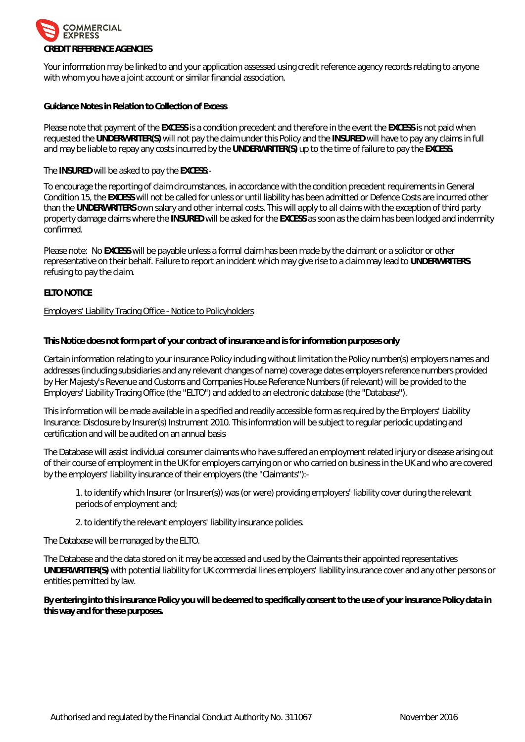**CREDIT REFERENCE AGENCIES**

Your information may be linked to and your application assessed using credit reference agency records relating to anyone with whom you have a joint account or similar financial association.

**Guidance Notes in Relation to Collection of Excess**

Please note that payment of the **EXCESS** is a condition precedent and therefore in the event the **EXCESS** is not paid when requested the **UNDERWRITER(S)** will not pay the claim under this Policy and the **INSURED** will have to pay any claims in full and may be liable to repay any costs incurred by the **UNDERWRITER(S)** up to the time of failure to pay the **EXCESS**.

The **INSURED** will be asked to pay the **EXCESS**:-

To encourage the reporting of claim circumstances, in accordance with the condition precedent requirements in General Condition 15, the **EXCESS** will not be called for unless or until liability has been admitted or Defence Costs are incurred other than the **UNDERWRITERS** own salary and other internal costs. This will apply to all claims with the exception of third party property damage claims where the **INSURED** will be asked for the **EXCESS** as soon as the claim has been lodged and indemnity confirmed.

Please note: No **EXCESS** will be payable unless a formal claim has been made by the claimant or a solicitor or other representative on their behalf. Failure to report an incident which may give rise to a claim may lead to **UNDERWRITERS** refusing to pay the claim.

**ELTO NOTICE**

Employers' Liability Tracing Office - Notice to Policyholders

**This Notice does not form part of your contract of insurance and is for information purposes only**

Certain information relating to your insurance Policy including without limitation the Policy number(s) employers names and addresses (including subsidiaries and any relevant changes of name) coverage dates employers reference numbers provided by Her Majesty's Revenue and Customs and Companies House Reference Numbers (if relevant) will be provided to the Employers' Liability Tracing Office (the "ELTO") and added to an electronic database (the "Database").

This information will be made available in a specified and readily accessible form as required by the Employers' Liability Insurance: Disclosure by Insurer(s) Instrument 2010. This information will be subject to regular periodic updating and certification and will be audited on an annual basis

The Database will assist individual consumer claimants who have suffered an employment related injury or disease arising out of their course of employment in the UK for employers carrying on or who carried on business in the UK and who are covered by the employers' liability insurance of their employers (the "Claimants"):-

1. to identify which Insurer (or Insurer(s)) was (or were) providing employers' liability cover during the relevant periods of employment and;
2. to identify the relevant employers' liability insurance policies.

The Database will be managed by the ELTO.

The Database and the data stored on it may be accessed and used by the Claimants their appointed representatives **UNDERWRITER(S)** with potential liability for UK commercial lines employers' liability insurance cover and any other persons or entities permitted by law.

**By entering into this insurance Policy you will be deemed to specifically consent to the use of your insurance Policy data in this way and for these purposes.**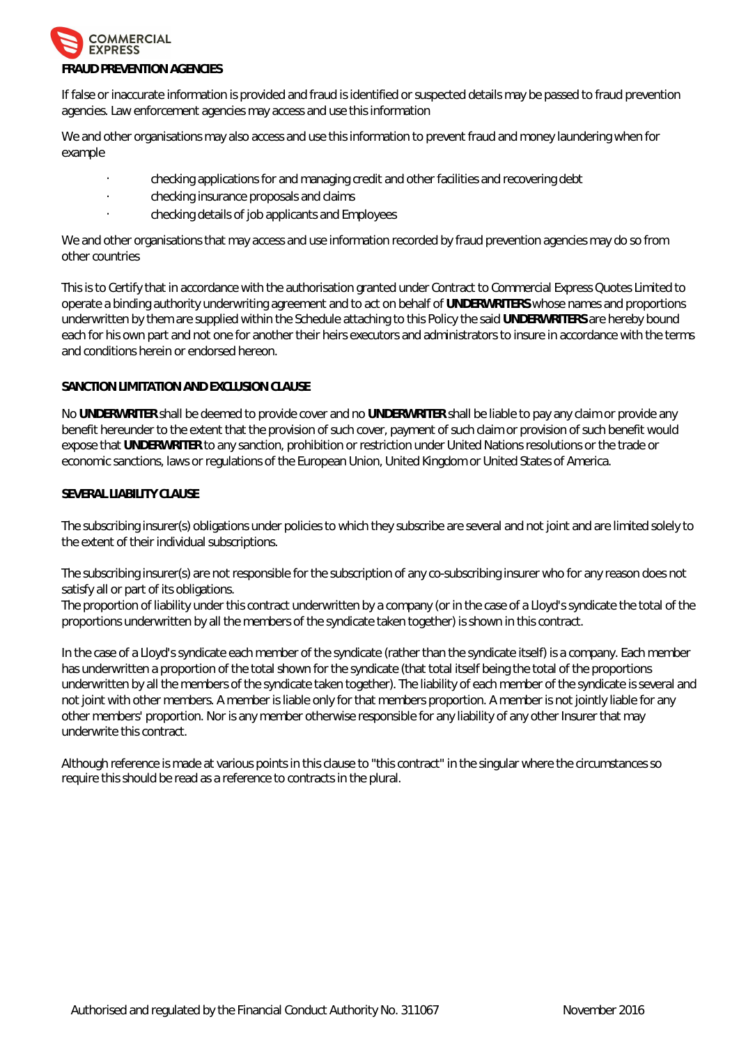**FRAUD PREVENTION AGENCIES**

If false or inaccurate information is provided and fraud is identified or suspected details may be passed to fraud prevention agencies. Law enforcement agencies may access and use this information

We and other organisations may also access and use this information to prevent fraud and money laundering when for example

- checking applications for and managing credit and other facilities and recovering debt
- checking insurance proposals and claims
- checking details of job applicants and Employees

We and other organisations that may access and use information recorded by fraud prevention agencies may do so from other countries

This is to Certify that in accordance with the authorisation granted under Contract to Commercial Express Quotes Limited to operate a binding authority underwriting agreement and to act on behalf of **UNDERWRITERS** whose names and proportions underwritten by them are supplied within the Schedule attaching to this Policy the said **UNDERWRITERS** are hereby bound each for his own part and not one for another their heirs executors and administrators to insure in accordance with the terms and conditions herein or endorsed hereon.

**SANCTION LIMITATION AND EXCLUSION CLAUSE**

No **UNDERWRITER** shall be deemed to provide cover and no **UNDERWRITER** shall be liable to pay any claim or provide any benefit hereunder to the extent that the provision of such cover, payment of such claim or provision of such benefit would expose that **UNDERWRITER** to any sanction, prohibition or restriction under United Nations resolutions or the trade or economic sanctions, laws or regulations of the European Union, United Kingdom or United States of America.

**SEVERAL LIABILITY CLAUSE**

The subscribing insurer(s) obligations under policies to which they subscribe are several and not joint and are limited solely to the extent of their individual subscriptions.

The subscribing insurer(s) are not responsible for the subscription of any co-subscribing insurer who for any reason does not satisfy all or part of its obligations.
The proportion of liability under this contract underwritten by a company (or in the case of a Lloyd's syndicate the total of the proportions underwritten by all the members of the syndicate taken together) is shown in this contract.

In the case of a Lloyd's syndicate each member of the syndicate (rather than the syndicate itself) is a company. Each member has underwritten a proportion of the total shown for the syndicate (that total itself being the total of the proportions underwritten by all the members of the syndicate taken together). The liability of each member of the syndicate is several and not joint with other members. A member is liable only for that members proportion. A member is not jointly liable for any other members' proportion. Nor is any member otherwise responsible for any liability of any other Insurer that may underwrite this contract.

Although reference is made at various points in this clause to "this contract" in the singular where the circumstances so require this should be read as a reference to contracts in the plural.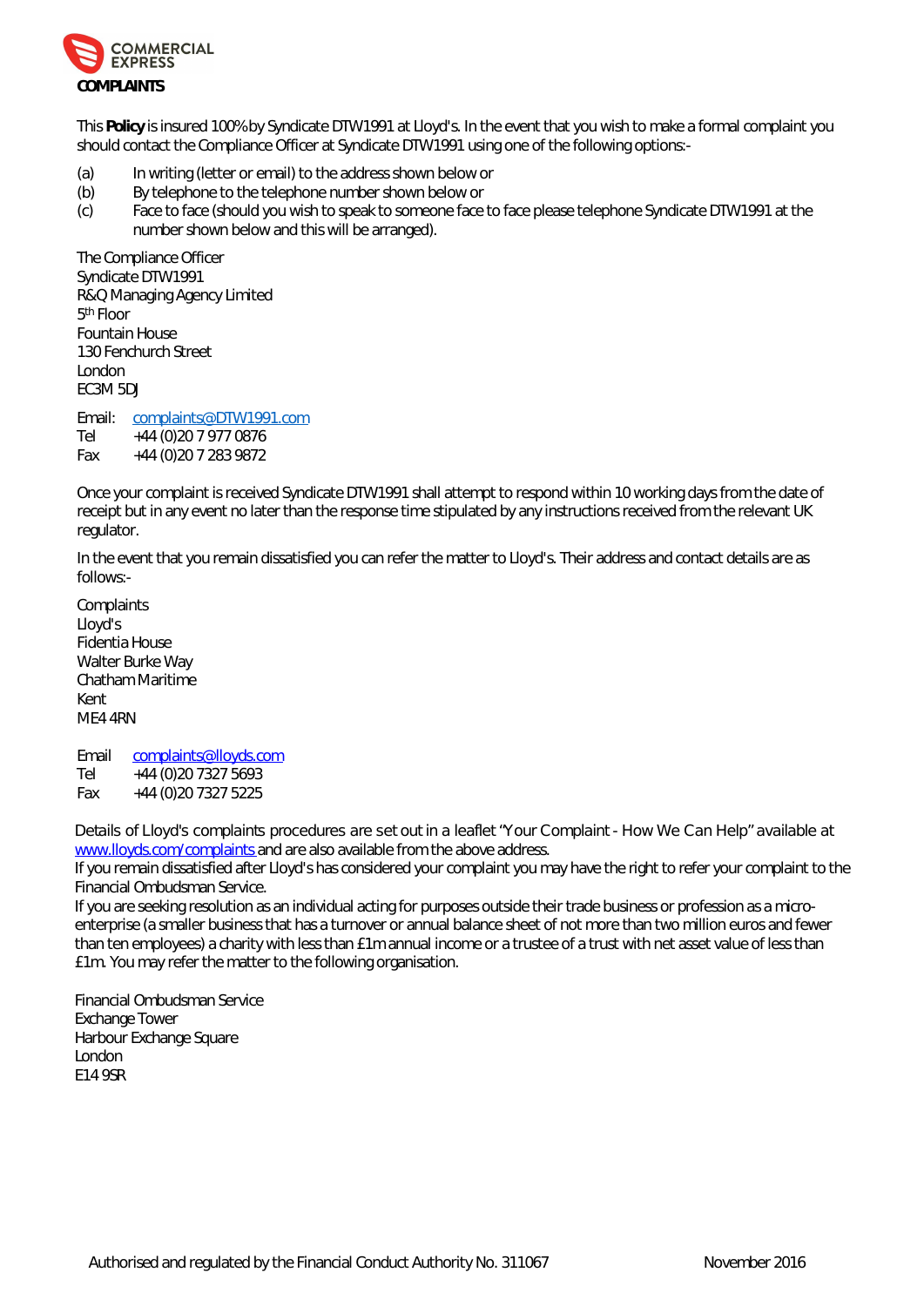**COMPLAINTS**

This **Policy** is insured 100% by Syndicate DTW1991 at Lloyd's. In the event that you wish to make a formal complaint you should contact the Compliance Officer at Syndicate DTW1991 using one of the following options:-

(a) In writing (letter or email) to the address shown below or
(b) By telephone to the telephone number shown below or
(c) Face to face (should you wish to speak to someone face to face please telephone Syndicate DTW1991 at the number shown below and this will be arranged).

The Compliance Officer
Syndicate DTW1991
R&Q Managing Agency Limited
5th Floor
Fountain House
130 Fenchurch Street
London
EC3M 5DJ

Email: complaints@DTW1991.com
Tel +44 (0)20 7 977 0876
Fax +44 (0)20 7 283 9872

Once your complaint is received Syndicate DTW1991 shall attempt to respond within 10 working days from the date of receipt but in any event no later than the response time stipulated by any instructions received from the relevant UK regulator.

In the event that you remain dissatisfied you can refer the matter to Lloyd's. Their address and contact details are as follows:-

Complaints
Lloyd's
Fidentia House
Walter Burke Way
Chatham Maritime
Kent
ME4 4RN

Email complaints@lloyds.com
Tel +44 (0)20 7327 5693
Fax +44 (0)20 7327 5225

Details of Lloyd's complaints procedures are set out in a leaflet "Your Complaint - How We Can Help" available at www.lloyds.com/complaints and are also available from the above address.
If you remain dissatisfied after Lloyd's has considered your complaint you may have the right to refer your complaint to the Financial Ombudsman Service.
If you are seeking resolution as an individual acting for purposes outside their trade business or profession as a micro-enterprise (a smaller business that has a turnover or annual balance sheet of not more than two million euros and fewer than ten employees) a charity with less than £1m annual income or a trustee of a trust with net asset value of less than £1m. You may refer the matter to the following organisation.

Financial Ombudsman Service
Exchange Tower
Harbour Exchange Square
London
E14 9SR

Authorised and regulated by the Financial Conduct Authority No. 311067 November 2016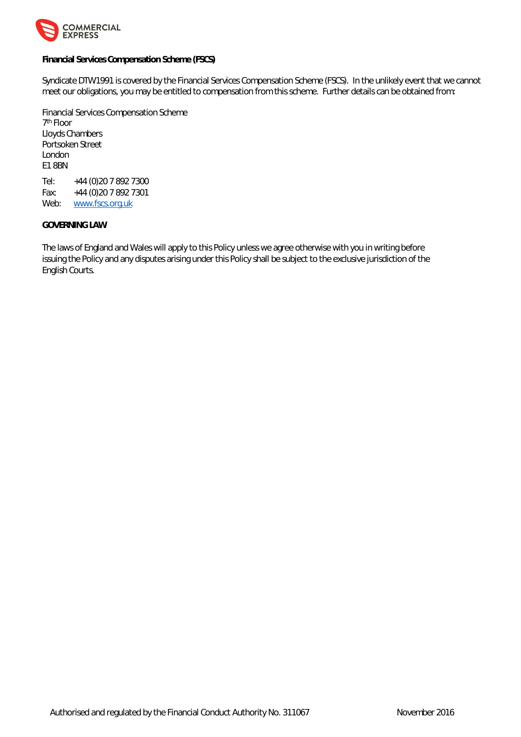**Financial Services Compensation Scheme (FSCS)**

Syndicate DTW1991 is covered by the Financial Services Compensation Scheme (FSCS). In the unlikely event that we cannot meet our obligations, you may be entitled to compensation from this scheme. Further details can be obtained from:

Financial Services Compensation Scheme
7th Floor
Lloyds Chambers
Portsoken Street
London
E1 8BN

Tel: +44 (0)20 7 892 7300
Fax: +44 (0)20 7 892 7301
Web: www.fscs.org.uk

**GOVERNING LAW**

The laws of England and Wales will apply to this Policy unless we agree otherwise with you in writing before issuing the Policy and any disputes arising under this Policy shall be subject to the exclusive jurisdiction of the English Courts.

Authorised and regulated by the Financial Conduct Authority No. 311067 November 2016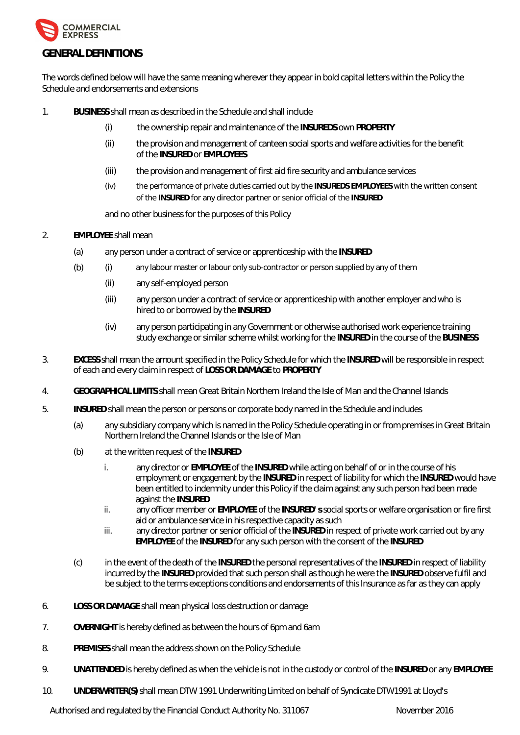## GENERAL DEFINITIONS

The words defined below will have the same meaning wherever they appear in bold capital letters within the Policy the Schedule and endorsements and extensions

1. **BUSINESS** shall mean as described in the Schedule and shall include
   - (i) the ownership repair and maintenance of the **INSUREDS** own **PROPERTY**
   - (ii) the provision and management of canteen social sports and welfare activities for the benefit of the **INSURED** or **EMPLOYEES**
   - (iii) the provision and management of first aid fire security and ambulance services
   - (iv) the performance of private duties carried out by the **INSUREDS EMPLOYEES** with the written consent of the **INSURED** for any director partner or senior official of the **INSURED**

   and no other business for the purposes of this Policy

2. **EMPLOYEE** shall mean
   - (a) any person under a contract of service or apprenticeship with the **INSURED**
   - (b)
     - (i) any labour master or labour only sub-contractor or person supplied by any of them
     - (ii) any self-employed person
     - (iii) any person under a contract of service or apprenticeship with another employer and who is hired to or borrowed by the **INSURED**
     - (iv) any person participating in any Government or otherwise authorised work experience training study exchange or similar scheme whilst working for the **INSURED** in the course of the **BUSINESS**

3. **EXCESS** shall mean the amount specified in the Policy Schedule for which the **INSURED** will be responsible in respect of each and every claim in respect of **LOSS OR DAMAGE** to **PROPERTY**

4. **GEOGRAPHICAL LIMITS** shall mean Great Britain Northern Ireland the Isle of Man and the Channel Islands

5. **INSURED** shall mean the person or persons or corporate body named in the Schedule and includes
   - (a) any subsidiary company which is named in the Policy Schedule operating in or from premises in Great Britain Northern Ireland the Channel Islands or the Isle of Man
   - (b) at the written request of the **INSURED**
     - i. any director or **EMPLOYEE** of the **INSURED** while acting on behalf of or in the course of his employment or engagement by the **INSURED** in respect of liability for which the **INSURED** would have been entitled to indemnity under this Policy if the claim against any such person had been made against the **INSURED**
     - ii. any officer member or **EMPLOYEE** of the **INSURED's** social sports or welfare organisation or fire first aid or ambulance service in his respective capacity as such
     - iii. any director partner or senior official of the **INSURED** in respect of private work carried out by any **EMPLOYEE** of the **INSURED** for any such person with the consent of the **INSURED**
   - (c) in the event of the death of the **INSURED** the personal representatives of the **INSURED** in respect of liability incurred by the **INSURED** provided that such person shall as though he were the **INSURED** observe fulfil and be subject to the terms exceptions conditions and endorsements of this Insurance as far as they can apply

6. **LOSS OR DAMAGE** shall mean physical loss destruction or damage

7. **OVERNIGHT** is hereby defined as between the hours of 6pm and 6am

8. **PREMISES** shall mean the address shown on the Policy Schedule

9. **UNATTENDED** is hereby defined as when the vehicle is not in the custody or control of the **INSURED** or any **EMPLOYEE**

10. **UNDERWRITER(S)** shall mean DTW 1991 Underwriting Limited on behalf of Syndicate DTW1991 at Lloyd's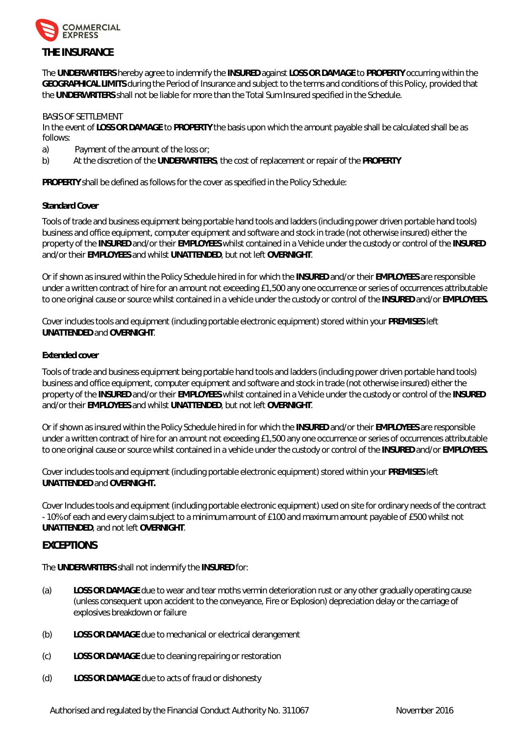## THE INSURANCE

The **UNDERWRITERS** hereby agree to indemnify the **INSURED** against **LOSS OR DAMAGE** to **PROPERTY** occurring within the **GEOGRAPHICAL LIMITS** during the Period of Insurance and subject to the terms and conditions of this Policy, provided that the **UNDERWRITERS** shall not be liable for more than the Total Sum Insured specified in the Schedule.

BASIS OF SETTLEMENT

In the event of **LOSS OR DAMAGE** to **PROPERTY** the basis upon which the amount payable shall be calculated shall be as follows:

a) Payment of the amount of the loss or;

b) At the discretion of the **UNDERWRITERS**, the cost of replacement or repair of the **PROPERTY**

**PROPERTY** shall be defined as follows for the cover as specified in the Policy Schedule:

**Standard Cover**

Tools of trade and business equipment being portable hand tools and ladders (including power driven portable hand tools) business and office equipment, computer equipment and software and stock in trade (not otherwise insured) either the property of the **INSURED** and/or their **EMPLOYEES** whilst contained in a Vehicle under the custody or control of the **INSURED** and/or their **EMPLOYEES** and whilst **UNATTENDED**, but not left **OVERNIGHT**.

Or if shown as insured within the Policy Schedule hired in for which the **INSURED** and/or their **EMPLOYEES** are responsible under a written contract of hire for an amount not exceeding £1,500 any one occurrence or series of occurrences attributable to one original cause or source whilst contained in a vehicle under the custody or control of the **INSURED** and/or **EMPLOYEES.**

Cover includes tools and equipment (including portable electronic equipment) stored within your **PREMISES** left **UNATTENDED** and **OVERNIGHT**.

**Extended cover**

Tools of trade and business equipment being portable hand tools and ladders (including power driven portable hand tools) business and office equipment, computer equipment and software and stock in trade (not otherwise insured) either the property of the **INSURED** and/or their **EMPLOYEES** whilst contained in a Vehicle under the custody or control of the **INSURED** and/or their **EMPLOYEES** and whilst **UNATTENDED**, but not left **OVERNIGHT**.

Or if shown as insured within the Policy Schedule hired in for which the **INSURED** and/or their **EMPLOYEES** are responsible under a written contract of hire for an amount not exceeding £1,500 any one occurrence or series of occurrences attributable to one original cause or source whilst contained in a vehicle under the custody or control of the **INSURED** and/or **EMPLOYEES.**

Cover includes tools and equipment (including portable electronic equipment) stored within your **PREMISES** left **UNATTENDED** and **OVERNIGHT.**

Cover Includes tools and equipment (including portable electronic equipment) used on site for ordinary needs of the contract - 10% of each and every claim subject to a minimum amount of £100 and maximum amount payable of £500 whilst not **UNATTENDED**, and not left **OVERNIGHT**.

## EXCEPTIONS

The **UNDERWRITERS** shall not indemnify the **INSURED** for:

(a) **LOSS OR DAMAGE** due to wear and tear moths vermin deterioration rust or any other gradually operating cause (unless consequent upon accident to the conveyance, Fire or Explosion) depreciation delay or the carriage of explosives breakdown or failure

(b) **LOSS OR DAMAGE** due to mechanical or electrical derangement

(c) **LOSS OR DAMAGE** due to cleaning repairing or restoration

(d) **LOSS OR DAMAGE** due to acts of fraud or dishonesty

Authorised and regulated by the Financial Conduct Authority No. 311067 November 2016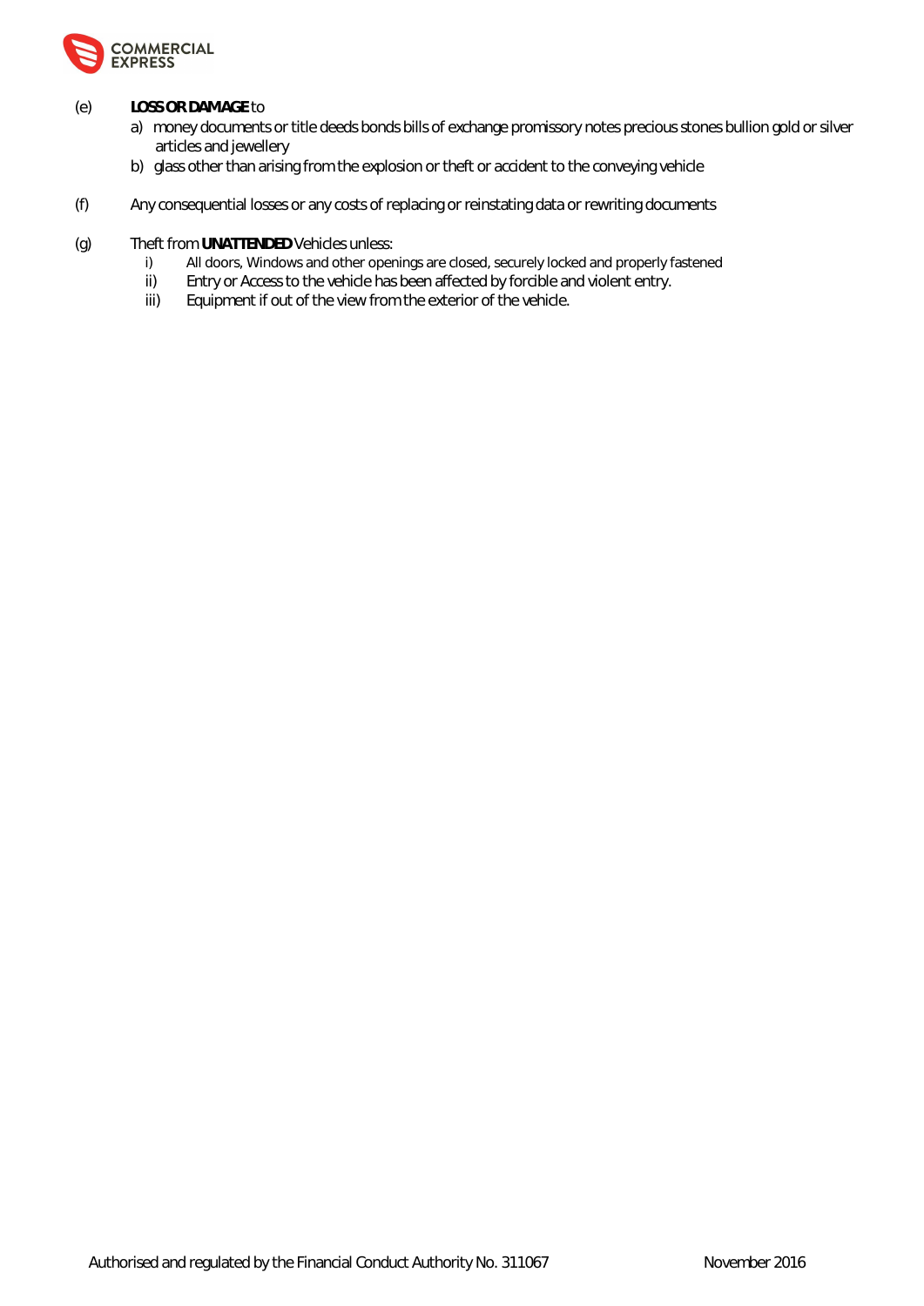(e) **LOSS OR DAMAGE** to

a) money documents or title deeds bonds bills of exchange promissory notes precious stones bullion gold or silver articles and jewellery

b) glass other than arising from the explosion or theft or accident to the conveying vehicle

(f) Any consequential losses or any costs of replacing or reinstating data or rewriting documents

(g) Theft from **UNATTENDED** Vehicles unless:

i) All doors, Windows and other openings are closed, securely locked and properly fastened

ii) Entry or Access to the vehicle has been affected by forcible and violent entry.

iii) Equipment if out of the view from the exterior of the vehicle.

Authorised and regulated by the Financial Conduct Authority No. 311067 November 2016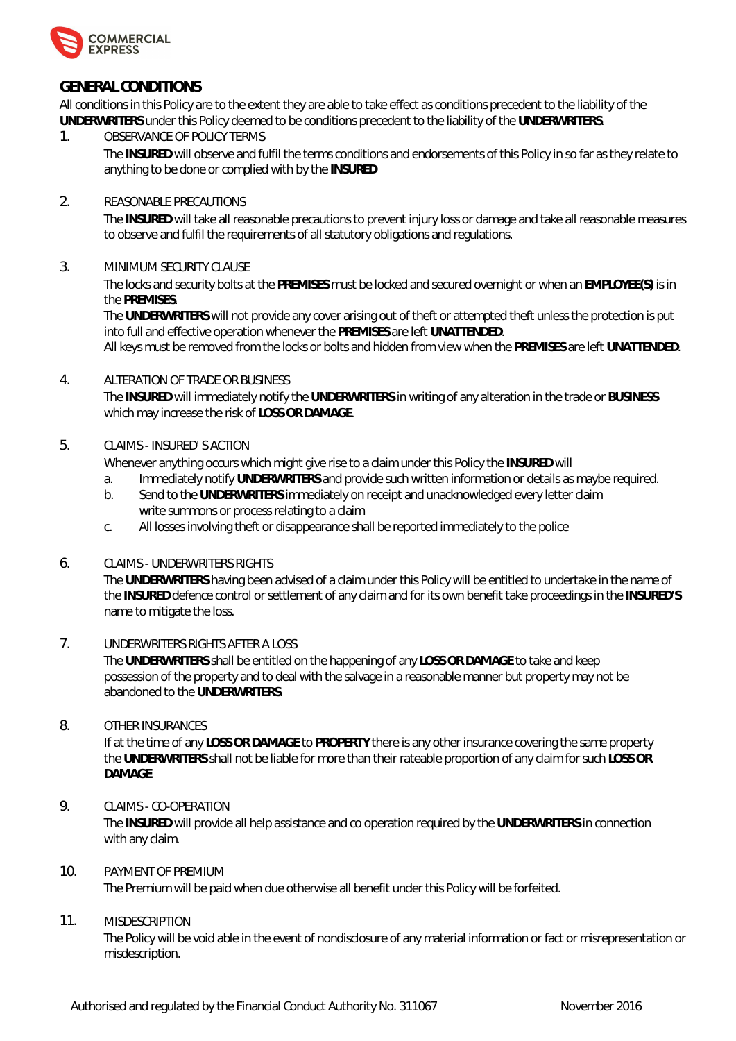## GENERAL CONDITIONS

All conditions in this Policy are to the extent they are able to take effect as conditions precedent to the liability of the **UNDERWRITERS** under this Policy deemed to be conditions precedent to the liability of the **UNDERWRITERS**.

1. OBSERVANCE OF POLICY TERMS

   The **INSURED** will observe and fulfil the terms conditions and endorsements of this Policy in so far as they relate to anything to be done or complied with by the **INSURED**

2. REASONABLE PRECAUTIONS

   The **INSURED** will take all reasonable precautions to prevent injury loss or damage and take all reasonable measures to observe and fulfil the requirements of all statutory obligations and regulations.

3. MINIMUM SECURITY CLAUSE

   The locks and security bolts at the **PREMISES** must be locked and secured overnight or when an **EMPLOYEE(S)** is in the **PREMISES**.

   The **UNDERWRITERS** will not provide any cover arising out of theft or attempted theft unless the protection is put into full and effective operation whenever the **PREMISES** are left **UNATTENDED**.

   All keys must be removed from the locks or bolts and hidden from view when the **PREMISES** are left **UNATTENDED**.

4. ALTERATION OF TRADE OR BUSINESS

   The **INSURED** will immediately notify the **UNDERWRITERS** in writing of any alteration in the trade or **BUSINESS** which may increase the risk of **LOSS OR DAMAGE**.

5. CLAIMS - INSURED' S ACTION

   Whenever anything occurs which might give rise to a claim under this Policy the **INSURED** will

   a. Immediately notify **UNDERWRITERS** and provide such written information or details as maybe required.
   b. Send to the **UNDERWRITERS** immediately on receipt and unacknowledged every letter claim write summons or process relating to a claim
   c. All losses involving theft or disappearance shall be reported immediately to the police

6. CLAIMS - UNDERWRITERS RIGHTS

   The **UNDERWRITERS** having been advised of a claim under this Policy will be entitled to undertake in the name of the **INSURED** defence control or settlement of any claim and for its own benefit take proceedings in the **INSURED'S** name to mitigate the loss.

7. UNDERWRITERS RIGHTS AFTER A LOSS

   The **UNDERWRITERS** shall be entitled on the happening of any **LOSS OR DAMAGE** to take and keep possession of the property and to deal with the salvage in a reasonable manner but property may not be abandoned to the **UNDERWRITERS**.

8. OTHER INSURANCES

   If at the time of any **LOSS OR DAMAGE** to **PROPERTY** there is any other insurance covering the same property the **UNDERWRITERS** shall not be liable for more than their rateable proportion of any claim for such **LOSS OR DAMAGE**.

9. CLAIMS - CO-OPERATION

   The **INSURED** will provide all help assistance and co operation required by the **UNDERWRITERS** in connection with any claim.

10. PAYMENT OF PREMIUM

    The Premium will be paid when due otherwise all benefit under this Policy will be forfeited.

11. MISDESCRIPTION

    The Policy will be void able in the event of nondisclosure of any material information or fact or misrepresentation or misdescription.

Authorised and regulated by the Financial Conduct Authority No. 311067 November 2016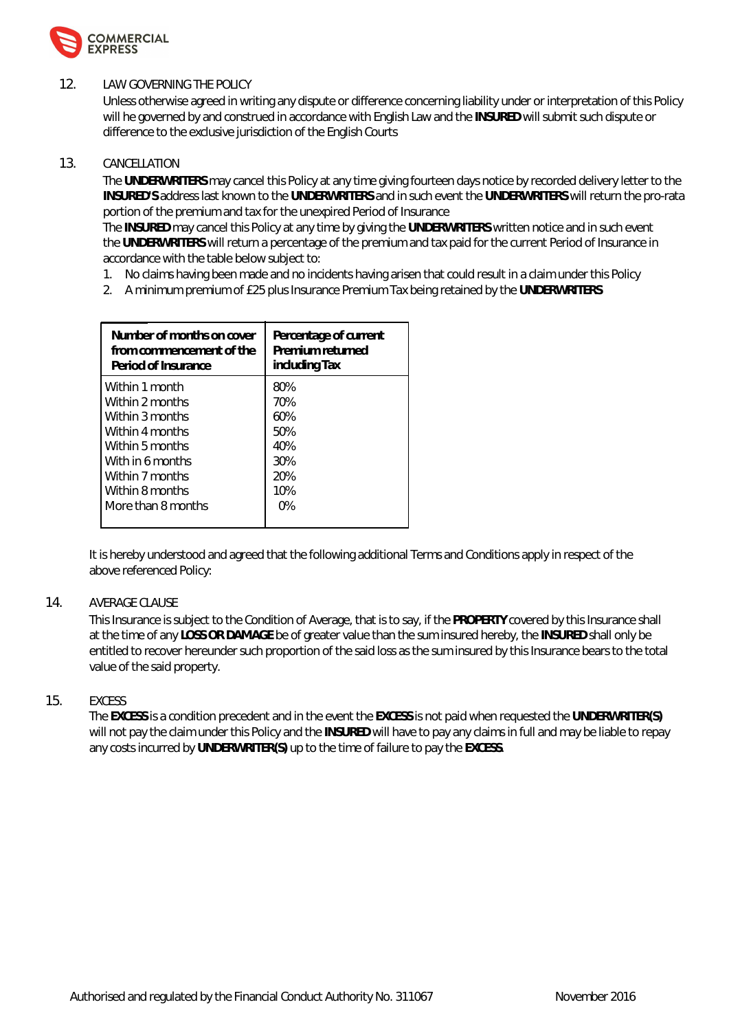## 12. LAW GOVERNING THE POLICY

Unless otherwise agreed in writing any dispute or difference concerning liability under or interpretation of this Policy will he governed by and construed in accordance with English Law and the **INSURED** will submit such dispute or difference to the exclusive jurisdiction of the English Courts

## 13. CANCELLATION

The **UNDERWRITERS** may cancel this Policy at any time giving fourteen days notice by recorded delivery letter to the **INSURED'S** address last known to the **UNDERWRITERS** and in such event the **UNDERWRITERS** will return the pro-rata portion of the premium and tax for the unexpired Period of Insurance

The **INSURED** may cancel this Policy at any time by giving the **UNDERWRITERS** written notice and in such event the **UNDERWRITERS** will return a percentage of the premium and tax paid for the current Period of Insurance in accordance with the table below subject to:

1. No claims having been made and no incidents having arisen that could result in a claim under this Policy
2. A minimum premium of £25 plus Insurance Premium Tax being retained by the **UNDERWRITERS**

| **Number of months on cover from commencement of the Period of Insurance** | **Percentage of current Premium returned including Tax** |
|---|---|
| Within 1 month | 80% |
| Within 2 months | 70% |
| Within 3 months | 60% |
| Within 4 months | 50% |
| Within 5 months | 40% |
| With in 6 months | 30% |
| Within 7 months | 20% |
| Within 8 months | 10% |
| More than 8 months | 0% |

It is hereby understood and agreed that the following additional Terms and Conditions apply in respect of the above referenced Policy:

## 14. AVERAGE CLAUSE

This Insurance is subject to the Condition of Average, that is to say, if the **PROPERTY** covered by this Insurance shall at the time of any **LOSS OR DAMAGE** be of greater value than the sum insured hereby, the **INSURED** shall only be entitled to recover hereunder such proportion of the said loss as the sum insured by this Insurance bears to the total value of the said property.

## 15. EXCESS

The **EXCESS** is a condition precedent and in the event the **EXCESS** is not paid when requested the **UNDERWRITER(S)** will not pay the claim under this Policy and the **INSURED** will have to pay any claims in full and may be liable to repay any costs incurred by **UNDERWRITER(S)** up to the time of failure to pay the **EXCESS**.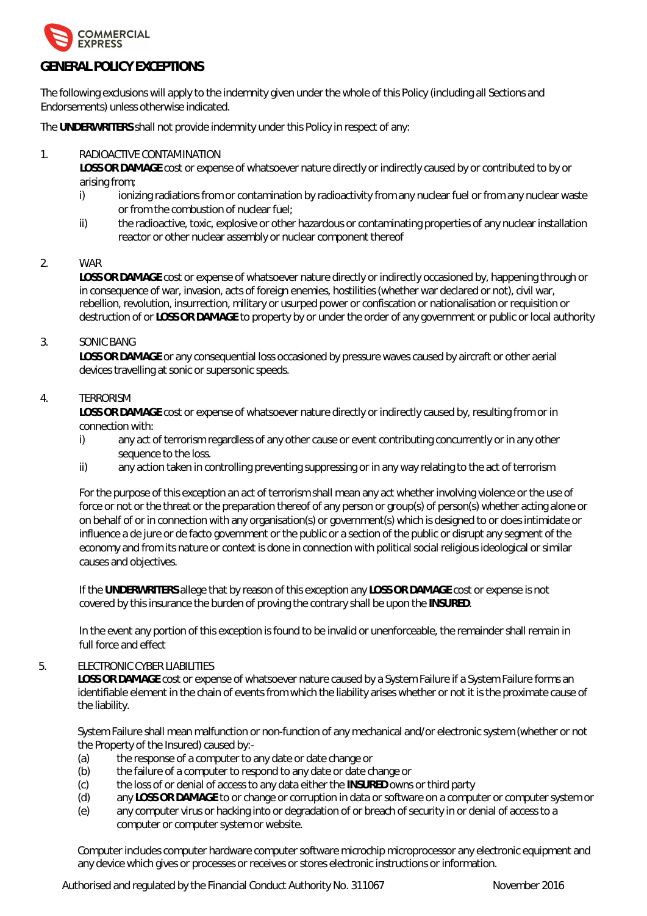# GENERAL POLICY EXCEPTIONS

The following exclusions will apply to the indemnity given under the whole of this Policy (including all Sections and Endorsements) unless otherwise indicated.

The **UNDERWRITERS** shall not provide indemnity under this Policy in respect of any:

1. RADIOACTIVE CONTAMINATION
   **LOSS OR DAMAGE** cost or expense of whatsoever nature directly or indirectly caused by or contributed to by or arising from;
   i) ionizing radiations from or contamination by radioactivity from any nuclear fuel or from any nuclear waste or from the combustion of nuclear fuel;
   ii) the radioactive, toxic, explosive or other hazardous or contaminating properties of any nuclear installation reactor or other nuclear assembly or nuclear component thereof

2. WAR
   **LOSS OR DAMAGE** cost or expense of whatsoever nature directly or indirectly occasioned by, happening through or in consequence of war, invasion, acts of foreign enemies, hostilities (whether war declared or not), civil war, rebellion, revolution, insurrection, military or usurped power or confiscation or nationalisation or requisition or destruction of or **LOSS OR DAMAGE** to property by or under the order of any government or public or local authority

3. SONIC BANG
   **LOSS OR DAMAGE** or any consequential loss occasioned by pressure waves caused by aircraft or other aerial devices travelling at sonic or supersonic speeds.

4. TERRORISM
   **LOSS OR DAMAGE** cost or expense of whatsoever nature directly or indirectly caused by, resulting from or in connection with:
   i) any act of terrorism regardless of any other cause or event contributing concurrently or in any other sequence to the loss.
   ii) any action taken in controlling preventing suppressing or in any way relating to the act of terrorism

   For the purpose of this exception an act of terrorism shall mean any act whether involving violence or the use of force or not or the threat or the preparation thereof of any person or group(s) of person(s) whether acting alone or on behalf of or in connection with any organisation(s) or government(s) which is designed to or does intimidate or influence a de jure or de facto government or the public or a section of the public or disrupt any segment of the economy and from its nature or context is done in connection with political social religious ideological or similar causes and objectives.

   If the **UNDERWRITERS** allege that by reason of this exception any **LOSS OR DAMAGE** cost or expense is not covered by this insurance the burden of proving the contrary shall be upon the **INSURED**.

   In the event any portion of this exception is found to be invalid or unenforceable, the remainder shall remain in full force and effect

5. ELECTRONIC CYBER LIABILITIES
   **LOSS OR DAMAGE** cost or expense of whatsoever nature caused by a System Failure if a System Failure forms an identifiable element in the chain of events from which the liability arises whether or not it is the proximate cause of the liability.

   System Failure shall mean malfunction or non-function of any mechanical and/or electronic system (whether or not the Property of the Insured) caused by:-
   (a) the response of a computer to any date or date change or
   (b) the failure of a computer to respond to any date or date change or
   (c) the loss of or denial of access to any data either the **INSURED** owns or third party
   (d) any **LOSS OR DAMAGE** to or change or corruption in data or software on a computer or computer system or
   (e) any computer virus or hacking into or degradation of or breach of security in or denial of access to a computer or computer system or website.

   Computer includes computer hardware computer software microchip microprocessor any electronic equipment and any device which gives or processes or receives or stores electronic instructions or information.

Authorised and regulated by the Financial Conduct Authority No. 311067 November 2016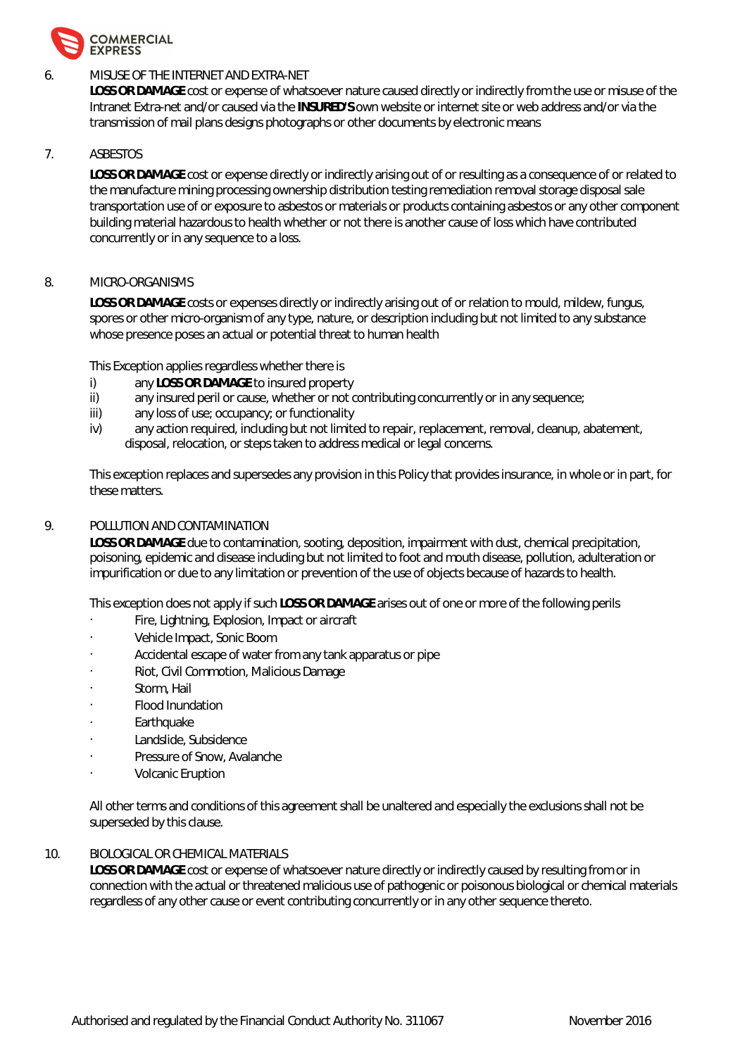6. MISUSE OF THE INTERNET AND EXTRA-NET

**LOSS OR DAMAGE** cost or expense of whatsoever nature caused directly or indirectly from the use or misuse of the Intranet Extra-net and/or caused via the **INSURED'S** own website or internet site or web address and/or via the transmission of mail plans designs photographs or other documents by electronic means

7. ASBESTOS

**LOSS OR DAMAGE** cost or expense directly or indirectly arising out of or resulting as a consequence of or related to the manufacture mining processing ownership distribution testing remediation removal storage disposal sale transportation use of or exposure to asbestos or materials or products containing asbestos or any other component building material hazardous to health whether or not there is another cause of loss which have contributed concurrently or in any sequence to a loss.

8. MICRO-ORGANISMS

**LOSS OR DAMAGE** costs or expenses directly or indirectly arising out of or relation to mould, mildew, fungus, spores or other micro-organism of any type, nature, or description including but not limited to any substance whose presence poses an actual or potential threat to human health

This Exception applies regardless whether there is

i) any **LOSS OR DAMAGE** to insured property
ii) any insured peril or cause, whether or not contributing concurrently or in any sequence;
iii) any loss of use; occupancy; or functionality
iv) any action required, including but not limited to repair, replacement, removal, cleanup, abatement, disposal, relocation, or steps taken to address medical or legal concerns.

This exception replaces and supersedes any provision in this Policy that provides insurance, in whole or in part, for these matters.

9. POLLUTION AND CONTAMINATION

**LOSS OR DAMAGE** due to contamination, sooting, deposition, impairment with dust, chemical precipitation, poisoning, epidemic and disease including but not limited to foot and mouth disease, pollution, adulteration or impurification or due to any limitation or prevention of the use of objects because of hazards to health.

This exception does not apply if such **LOSS OR DAMAGE** arises out of one or more of the following perils

- Fire, Lightning, Explosion, Impact or aircraft
- Vehicle Impact, Sonic Boom
- Accidental escape of water from any tank apparatus or pipe
- Riot, Civil Commotion, Malicious Damage
- Storm, Hail
- Flood Inundation
- Earthquake
- Landslide, Subsidence
- Pressure of Snow, Avalanche
- Volcanic Eruption

All other terms and conditions of this agreement shall be unaltered and especially the exclusions shall not be superseded by this clause.

10. BIOLOGICAL OR CHEMICAL MATERIALS

**LOSS OR DAMAGE** cost or expense of whatsoever nature directly or indirectly caused by resulting from or in connection with the actual or threatened malicious use of pathogenic or poisonous biological or chemical materials regardless of any other cause or event contributing concurrently or in any other sequence thereto.